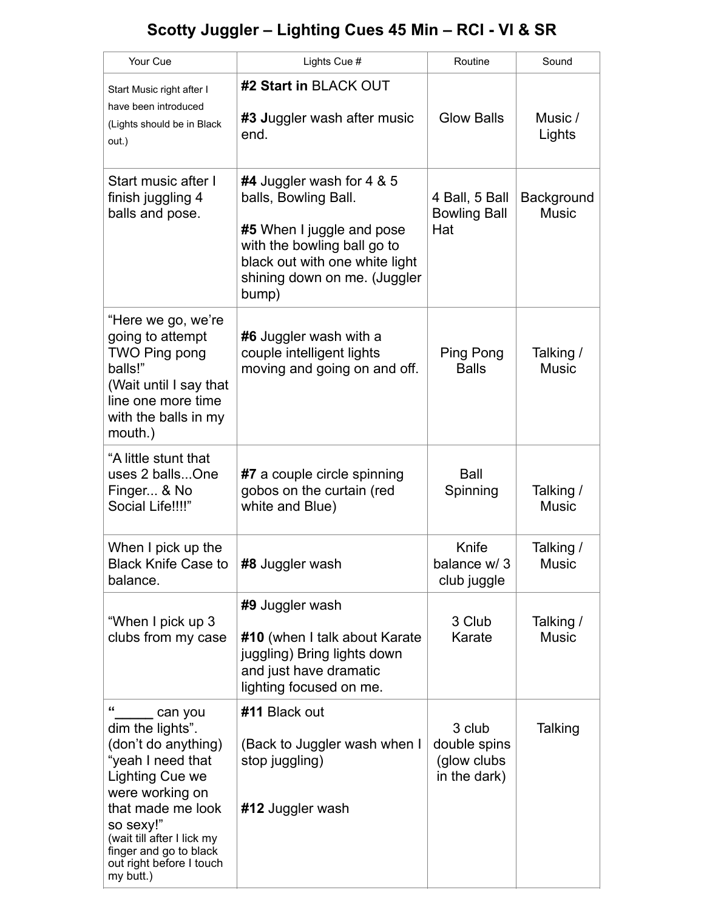# Scotty Juggler – Lighting Cues 45 Min – RCI - VI & SR

| Your Cue | Lights Cue # | Routine | Sound |
|---|---|---|---|
| Start Music right after I have been introduced (Lights should be in Black out.) | **#2 Start in** BLACK OUT<br><br>**#3 J**uggler wash after music end. | Glow Balls | Music / Lights |
| Start music after I finish juggling 4 balls and pose. | **#4** Juggler wash for 4 & 5 balls, Bowling Ball.<br><br>**#5** When I juggle and pose with the bowling ball go to black out with one white light shining down on me. (Juggler bump) | 4 Ball, 5 Ball Bowling Ball Hat | Background Music |
| "Here we go, we're going to attempt TWO Ping pong balls!" (Wait until I say that line one more time with the balls in my mouth.) | **#6** Juggler wash with a couple intelligent lights moving and going on and off. | Ping Pong Balls | Talking / Music |
| "A little stunt that uses 2 balls...One Finger... & No Social Life!!!!" | **#7** a couple circle spinning gobos on the curtain (red white and Blue) | Ball Spinning | Talking / Music |
| When I pick up the Black Knife Case to balance. | **#8** Juggler wash | Knife balance w/ 3 club juggle | Talking / Music |
| "When I pick up 3 clubs from my case | **#9** Juggler wash<br><br>**#10** (when I talk about Karate juggling) Bring lights down and just have dramatic lighting focused on me. | 3 Club Karate | Talking / Music |
| **"_____** can you dim the lights". (don't do anything) "yeah I need that Lighting Cue we were working on that made me look so sexy!" (wait till after I lick my finger and go to black out right before I touch my butt.) | **#11** Black out<br><br>(Back to Juggler wash when I stop juggling)<br><br>**#12** Juggler wash | 3 club double spins (glow clubs in the dark) | Talking |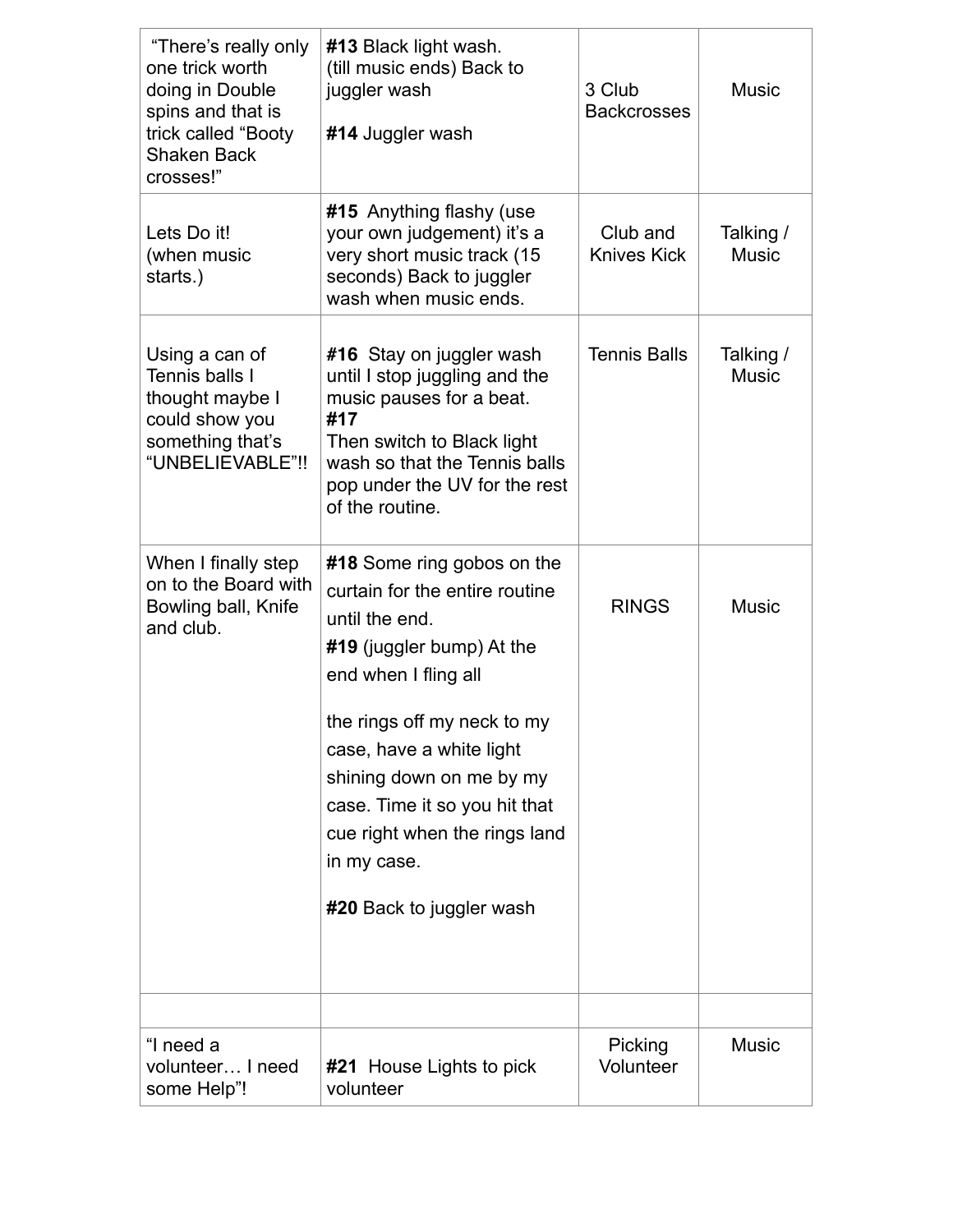| “There’s really only one trick worth doing in Double spins and that is trick called “Booty Shaken Back crosses!” | **#13** Black light wash. (till music ends) Back to juggler wash<br><br>**#14** Juggler wash | 3 Club Backcrosses | Music |
|---|---|---|---|
| Lets Do it! (when music starts.) | **#15** Anything flashy (use your own judgement) it’s a very short music track (15 seconds) Back to juggler wash when music ends. | Club and Knives Kick | Talking / Music |
| Using a can of Tennis balls I thought maybe I could show you something that’s “UNBELIEVABLE”!! | **#16** Stay on juggler wash until I stop juggling and the music pauses for a beat.<br>**#17**<br>Then switch to Black light wash so that the Tennis balls pop under the UV for the rest of the routine. | Tennis Balls | Talking / Music |
| When I finally step on to the Board with Bowling ball, Knife and club. | **#18** Some ring gobos on the curtain for the entire routine until the end.<br>**#19** (juggler bump) At the end when I fling all<br><br>the rings off my neck to my case, have a white light shining down on me by my case. Time it so you hit that cue right when the rings land in my case.<br><br>**#20** Back to juggler wash | RINGS | Music |
| | | | |
| “I need a volunteer… I need some Help”! | **#21** House Lights to pick volunteer | Picking Volunteer | Music |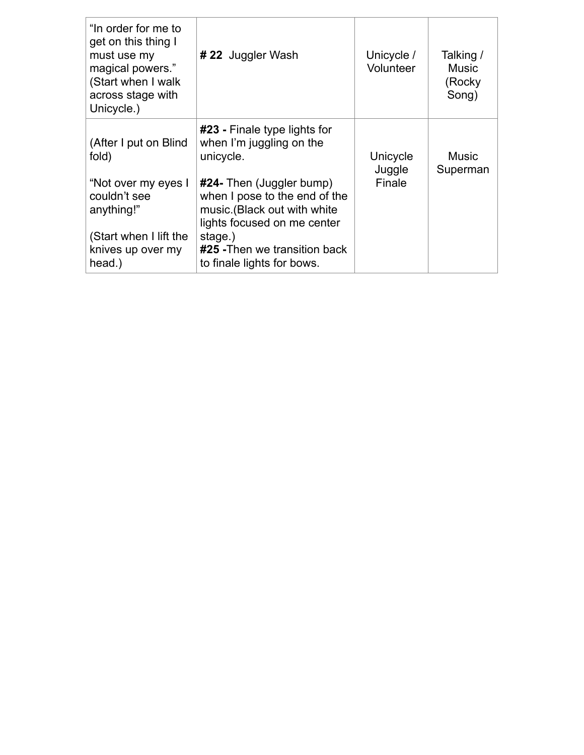| | | | |
|---|---|---|---|
| "In order for me to get on this thing I must use my magical powers." (Start when I walk across stage with Unicycle.) | **# 22** Juggler Wash | Unicycle / Volunteer | Talking / Music (Rocky Song) |
| (After I put on Blind fold)<br><br>"Not over my eyes I couldn't see anything!"<br><br>(Start when I lift the knives up over my head.) | **#23 -** Finale type lights for when I'm juggling on the unicycle.<br><br>**#24-** Then (Juggler bump) when I pose to the end of the music.(Black out with white lights focused on me center stage.)<br>**#25 -**Then we transition back to finale lights for bows. | Unicycle Juggle Finale | Music Superman |